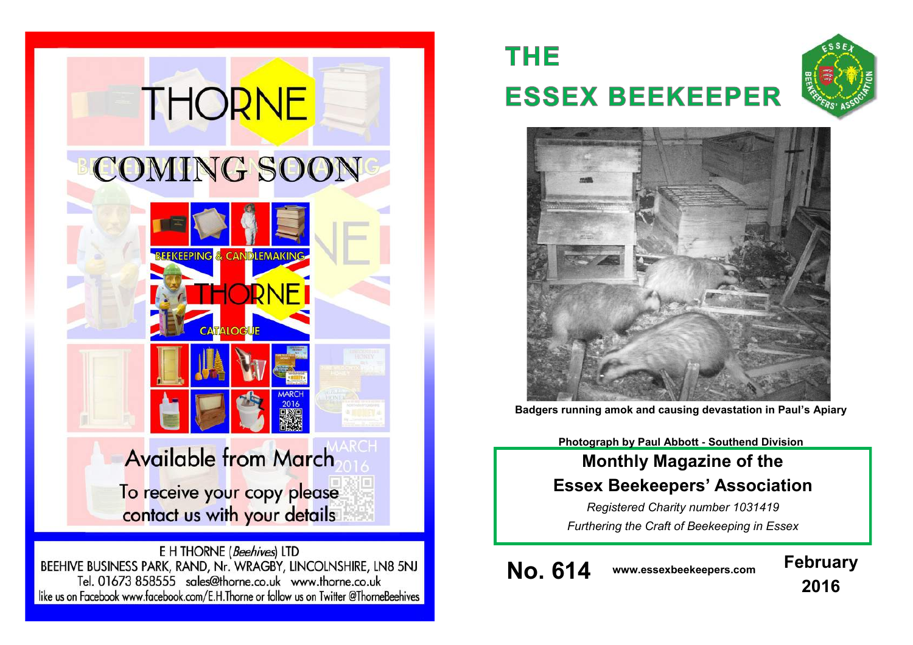# THORNE

## COMING SOON

Available from March

To receive your copy please contact us with your details

E H THORNE (*Beehives*) LTD
BEEHIVE BUSINESS PARK, RAND, Nr. WRAGBY, LINCOLNSHIRE, LN8 5NJ
Tel. 01673 858555 sales@thorne.co.uk www.thorne.co.uk
like us on Facebook www.facebook.com/E.H.Thorne or follow us on Twitter @ThorneBeehives

# THE ESSEX BEEKEEPER

**Badgers running amok and causing devastation in Paul's Apiary**

**Photograph by Paul Abbott - Southend Division**

## Monthly Magazine of the Essex Beekeepers' Association

*Registered Charity number 1031419*

*Furthering the Craft of Beekeeping in Essex*

**No. 614** **www.essexbeekeepers.com** **February 2016**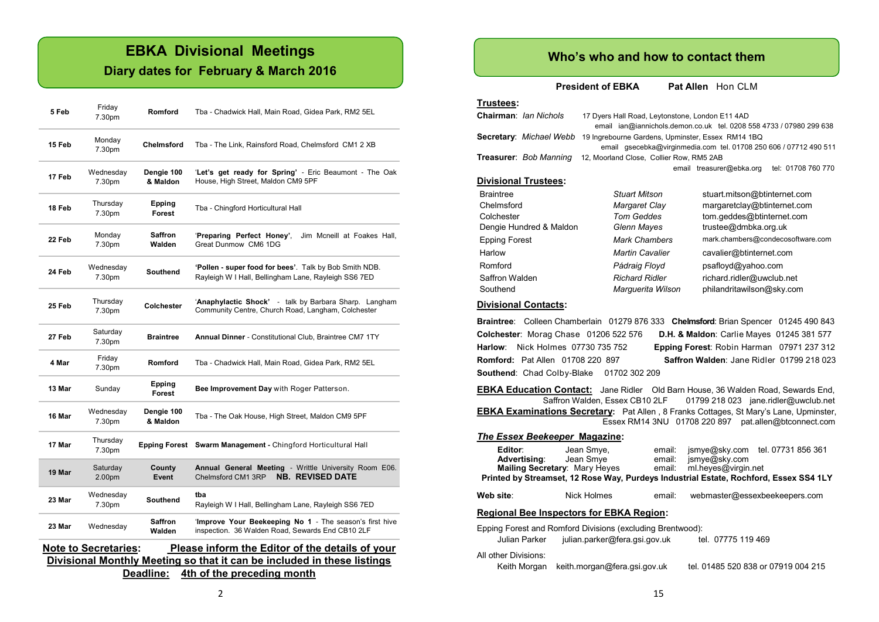# EBKA Divisional Meetings

## Diary dates for February & March 2016

| Date | Day/Time | Division | Details |
|---|---|---|---|
| 5 Feb | Friday 7.30pm | Romford | Tba - Chadwick Hall, Main Road, Gidea Park, RM2 5EL |
| 15 Feb | Monday 7.30pm | Chelmsford | Tba - The Link, Rainsford Road, Chelmsford CM1 2 XB |
| 17 Feb | Wednesday 7.30pm | Dengie 100 & Maldon | '**Let's get ready for Spring'** - Eric Beaumont - The Oak House, High Street, Maldon CM9 5PF |
| 18 Feb | Thursday 7.30pm | Epping Forest | Tba - Chingford Horticultural Hall |
| 22 Feb | Monday 7.30pm | Saffron Walden | '**Preparing Perfect Honey'**, Jim Mcneill at Foakes Hall, Great Dunmow CM6 1DG |
| 24 Feb | Wednesday 7.30pm | Southend | **'Pollen - super food for bees'**. Talk by Bob Smith NDB. Rayleigh W I Hall, Bellingham Lane, Rayleigh SS6 7ED |
| 25 Feb | Thursday 7.30pm | Colchester | '**Anaphylactic Shock'** - talk by Barbara Sharp. Langham Community Centre, Church Road, Langham, Colchester |
| 27 Feb | Saturday 7.30pm | Braintree | **Annual Dinner** - Constitutional Club, Braintree CM7 1TY |
| 4 Mar | Friday 7.30pm | Romford | Tba - Chadwick Hall, Main Road, Gidea Park, RM2 5EL |
| 13 Mar | Sunday | Epping Forest | **Bee Improvement Day** with Roger Patterson. |
| 16 Mar | Wednesday 7.30pm | Dengie 100 & Maldon | Tba - The Oak House, High Street, Maldon CM9 5PF |
| 17 Mar | Thursday 7.30pm | Epping Forest | **Swarm Management -** Chingford Horticultural Hall |
| 19 Mar | Saturday 2.00pm | County Event | **Annual General Meeting** - Writtle University Room E06. Chelmsford CM1 3RP **NB. REVISED DATE** |
| 23 Mar | Wednesday 7.30pm | Southend | **tba** Rayleigh W I Hall, Bellingham Lane, Rayleigh SS6 7ED |
| 23 Mar | Wednesday | Saffron Walden | '**Improve Your Beekeeping No 1** - The season's first hive inspection. 36 Walden Road, Sewards End CB10 2LF |

**Note to Secretaries: Please inform the Editor of the details of your Divisional Monthly Meeting so that it can be included in these listings Deadline: 4th of the preceding month**

# Who's who and how to contact them

**President of EBKA** **Pat Allen** Hon CLM

### Trustees:

**Chairman**: *Ian Nichols* 17 Dyers Hall Road, Leytonstone, London E11 4AD
email ian@iannichols.demon.co.uk tel. 0208 558 4733 / 07980 299 638

**Secretary**: *Michael Webb* 19 Ingrebourne Gardens, Upminster, Essex RM14 1BQ
email gsecebka@virginmedia.com tel. 01708 250 606 / 07712 490 511

**Treasurer**: *Bob Manning* 12, Moorland Close, Collier Row, RM5 2AB
email treasurer@ebka.org tel: 01708 760 770

### Divisional Trustees:

| Division | Trustee | Email |
|---|---|---|
| Braintree | *Stuart Mitson* | stuart.mitson@btinternet.com |
| Chelmsford | *Margaret Clay* | margaretclay@btinternet.com |
| Colchester | *Tom Geddes* | tom.geddes@btinternet.com |
| Dengie Hundred & Maldon | *Glenn Mayes* | trustee@dmbka.org.uk |
| Epping Forest | *Mark Chambers* | mark.chambers@condecosoftware.com |
| Harlow | *Martin Cavalier* | cavalier@btinternet.com |
| Romford | *Pádraig Floyd* | psafloyd@yahoo.com |
| Saffron Walden | *Richard Ridler* | richard.ridler@uwclub.net |
| Southend | *Marguerita Wilson* | philandritawilson@sky.com |

### Divisional Contacts:

**Braintree**: Colleen Chamberlain 01279 876 333 **Chelmsford**: Brian Spencer 01245 490 843
**Colchester**: Morag Chase 01206 522 576 **D.H. & Maldon**: Carlie Mayes 01245 381 577
**Harlow**: Nick Holmes 07730 735 752 **Epping Forest**: Robin Harman 07971 237 312
**Romford:** Pat Allen 01708 220 897 **Saffron Walden**: Jane Ridler 01799 218 023
**Southend**: Chad Colby-Blake 01702 302 209

**EBKA Education Contact:** Jane Ridler Old Barn House, 36 Walden Road, Sewards End, Saffron Walden, Essex CB10 2LF 01799 218 023 jane.ridler@uwclub.net

**EBKA Examinations Secretary:** Pat Allen , 8 Franks Cottages, St Mary's Lane, Upminster, Essex RM14 3NU 01708 220 897 pat.allen@btconnect.com

### *The Essex Beekeeper* Magazine:

**Editor**: Jean Smye, email: jsmye@sky.com tel. 07731 856 361
**Advertising**: Jean Smye email: jsmye@sky.com
**Mailing Secretary**: Mary Heyes email: ml.heyes@virgin.net
**Printed by Streamset, 12 Rose Way, Purdeys Industrial Estate, Rochford, Essex SS4 1LY**

**Web site**: Nick Holmes email: webmaster@essexbeekeepers.com

### Regional Bee Inspectors for EBKA Region:

Epping Forest and Romford Divisions (excluding Brentwood):
Julian Parker julian.parker@fera.gsi.gov.uk tel. 07775 119 469

All other Divisions:
Keith Morgan keith.morgan@fera.gsi.gov.uk tel. 01485 520 838 or 07919 004 215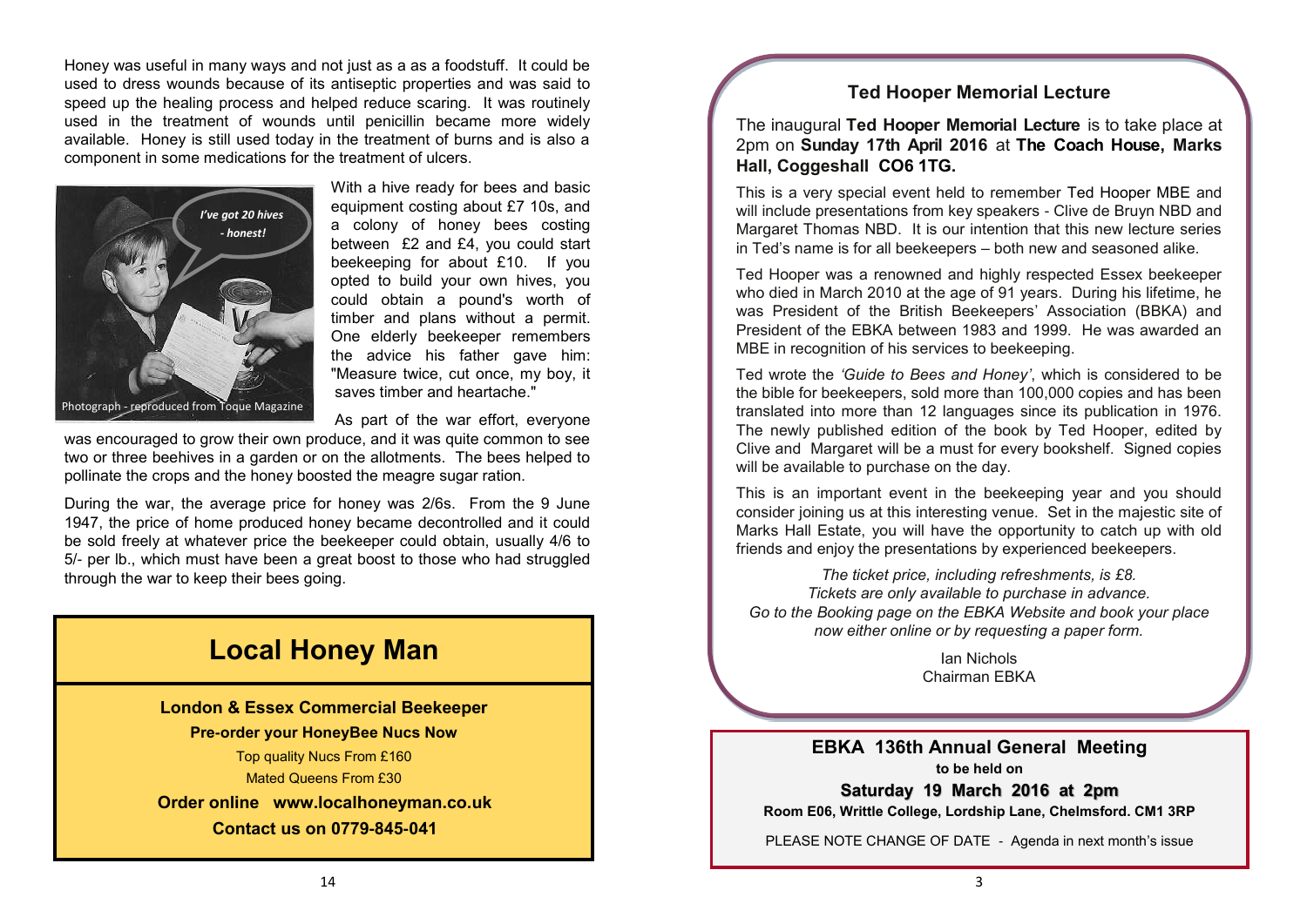Honey was useful in many ways and not just as a as a foodstuff. It could be used to dress wounds because of its antiseptic properties and was said to speed up the healing process and helped reduce scaring. It was routinely used in the treatment of wounds until penicillin became more widely available. Honey is still used today in the treatment of burns and is also a component in some medications for the treatment of ulcers.

*I've got 20 hives - honest!*

Photograph - reproduced from Toque Magazine

With a hive ready for bees and basic equipment costing about £7 10s, and a colony of honey bees costing between £2 and £4, you could start beekeeping for about £10. If you opted to build your own hives, you could obtain a pound's worth of timber and plans without a permit. One elderly beekeeper remembers the advice his father gave him: "Measure twice, cut once, my boy, it saves timber and heartache."

As part of the war effort, everyone was encouraged to grow their own produce, and it was quite common to see two or three beehives in a garden or on the allotments. The bees helped to pollinate the crops and the honey boosted the meagre sugar ration.

During the war, the average price for honey was 2/6s. From the 9 June 1947, the price of home produced honey became decontrolled and it could be sold freely at whatever price the beekeeper could obtain, usually 4/6 to 5/- per lb., which must have been a great boost to those who had struggled through the war to keep their bees going.

# Local Honey Man

**London & Essex Commercial Beekeeper**

**Pre-order your HoneyBee Nucs Now**

Top quality Nucs From £160

Mated Queens From £30

**Order online www.localhoneyman.co.uk**

**Contact us on 0779-845-041**

## Ted Hooper Memorial Lecture

The inaugural **Ted Hooper Memorial Lecture** is to take place at 2pm on **Sunday 17th April 2016** at **The Coach House, Marks Hall, Coggeshall CO6 1TG.**

This is a very special event held to remember Ted Hooper MBE and will include presentations from key speakers - Clive de Bruyn NBD and Margaret Thomas NBD. It is our intention that this new lecture series in Ted's name is for all beekeepers – both new and seasoned alike.

Ted Hooper was a renowned and highly respected Essex beekeeper who died in March 2010 at the age of 91 years. During his lifetime, he was President of the British Beekeepers' Association (BBKA) and President of the EBKA between 1983 and 1999. He was awarded an MBE in recognition of his services to beekeeping.

Ted wrote the *'Guide to Bees and Honey'*, which is considered to be the bible for beekeepers, sold more than 100,000 copies and has been translated into more than 12 languages since its publication in 1976. The newly published edition of the book by Ted Hooper, edited by Clive and Margaret will be a must for every bookshelf. Signed copies will be available to purchase on the day.

This is an important event in the beekeeping year and you should consider joining us at this interesting venue. Set in the majestic site of Marks Hall Estate, you will have the opportunity to catch up with old friends and enjoy the presentations by experienced beekeepers.

*The ticket price, including refreshments, is £8.*
*Tickets are only available to purchase in advance.*
*Go to the Booking page on the EBKA Website and book your place now either online or by requesting a paper form.*

Ian Nichols
Chairman EBKA

## EBKA 136th Annual General Meeting

**to be held on**

**Saturday 19 March 2016 at 2pm**

**Room E06, Writtle College, Lordship Lane, Chelmsford. CM1 3RP**

PLEASE NOTE CHANGE OF DATE - Agenda in next month's issue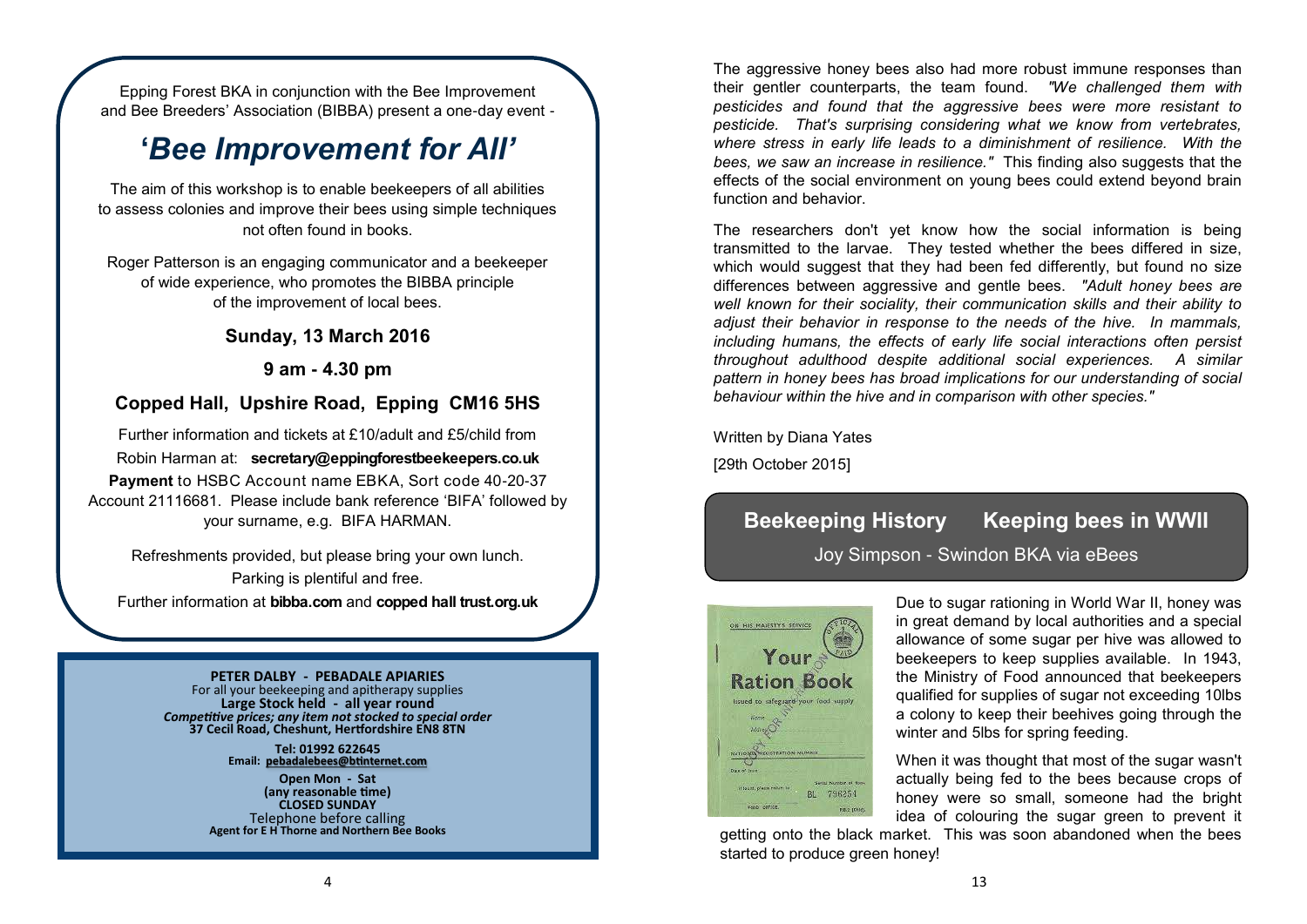Epping Forest BKA in conjunction with the Bee Improvement and Bee Breeders' Association (BIBBA) present a one-day event -

# *'Bee Improvement for All'*

The aim of this workshop is to enable beekeepers of all abilities to assess colonies and improve their bees using simple techniques not often found in books.

Roger Patterson is an engaging communicator and a beekeeper of wide experience, who promotes the BIBBA principle of the improvement of local bees.

**Sunday, 13 March 2016**

**9 am - 4.30 pm**

**Copped Hall, Upshire Road, Epping CM16 5HS**

Further information and tickets at £10/adult and £5/child from Robin Harman at: **secretary@eppingforestbeekeepers.co.uk**

**Payment** to HSBC Account name EBKA, Sort code 40-20-37 Account 21116681. Please include bank reference 'BIFA' followed by your surname, e.g. BIFA HARMAN.

Refreshments provided, but please bring your own lunch.

Parking is plentiful and free.

Further information at **bibba.com** and **copped hall trust.org.uk**

---

**PETER DALBY - PEBADALE APIARIES**
For all your beekeeping and apitherapy supplies
**Large Stock held - all year round**
***Competitive prices; any item not stocked to special order***
**37 Cecil Road, Cheshunt, Hertfordshire EN8 8TN**

**Tel: 01992 622645**
**Email: pebadalebees@btinternet.com**

**Open Mon - Sat**
**(any reasonable time)**
**CLOSED SUNDAY**
Telephone before calling
**Agent for E H Thorne and Northern Bee Books**

---

The aggressive honey bees also had more robust immune responses than their gentler counterparts, the team found. *"We challenged them with pesticides and found that the aggressive bees were more resistant to pesticide. That's surprising considering what we know from vertebrates, where stress in early life leads to a diminishment of resilience. With the bees, we saw an increase in resilience."* This finding also suggests that the effects of the social environment on young bees could extend beyond brain function and behavior.

The researchers don't yet know how the social information is being transmitted to the larvae. They tested whether the bees differed in size, which would suggest that they had been fed differently, but found no size differences between aggressive and gentle bees. *"Adult honey bees are well known for their sociality, their communication skills and their ability to adjust their behavior in response to the needs of the hive. In mammals, including humans, the effects of early life social interactions often persist throughout adulthood despite additional social experiences. A similar pattern in honey bees has broad implications for our understanding of social behaviour within the hive and in comparison with other species."*

Written by Diana Yates

[29th October 2015]

## Beekeeping History Keeping bees in WWII

Joy Simpson - Swindon BKA via eBees

Due to sugar rationing in World War II, honey was in great demand by local authorities and a special allowance of some sugar per hive was allowed to beekeepers to keep supplies available. In 1943, the Ministry of Food announced that beekeepers qualified for supplies of sugar not exceeding 10lbs a colony to keep their beehives going through the winter and 5lbs for spring feeding.

When it was thought that most of the sugar wasn't actually being fed to the bees because crops of honey were so small, someone had the bright idea of colouring the sugar green to prevent it getting onto the black market. This was soon abandoned when the bees started to produce green honey!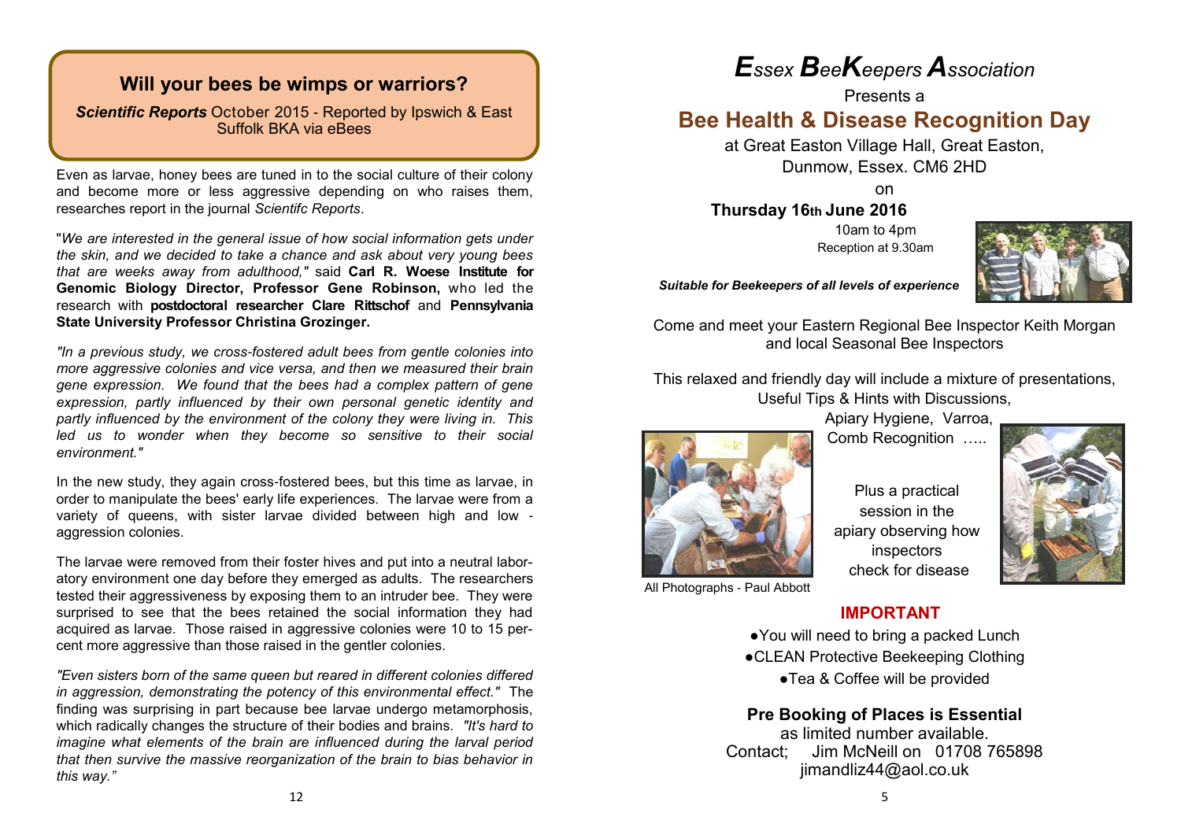## Will your bees be wimps or warriors?

***Scientific Reports*** October 2015 - Reported by Ipswich & East Suffolk BKA via eBees

Even as larvae, honey bees are tuned in to the social culture of their colony and become more or less aggressive depending on who raises them, researches report in the journal *Scientifc Reports*.

"*We are interested in the general issue of how social information gets under the skin, and we decided to take a chance and ask about very young bees that are weeks away from adulthood,"* said **Carl R. Woese Institute for Genomic Biology Director, Professor Gene Robinson,** who led the research with **postdoctoral researcher Clare Rittschof** and **Pennsylvania State University Professor Christina Grozinger.**

*"In a previous study, we cross-fostered adult bees from gentle colonies into more aggressive colonies and vice versa, and then we measured their brain gene expression. We found that the bees had a complex pattern of gene expression, partly influenced by their own personal genetic identity and partly influenced by the environment of the colony they were living in. This led us to wonder when they become so sensitive to their social environment."*

In the new study, they again cross-fostered bees, but this time as larvae, in order to manipulate the bees' early life experiences. The larvae were from a variety of queens, with sister larvae divided between high and low - aggression colonies.

The larvae were removed from their foster hives and put into a neutral laboratory environment one day before they emerged as adults. The researchers tested their aggressiveness by exposing them to an intruder bee. They were surprised to see that the bees retained the social information they had acquired as larvae. Those raised in aggressive colonies were 10 to 15 percent more aggressive than those raised in the gentler colonies.

*"Even sisters born of the same queen but reared in different colonies differed in aggression, demonstrating the potency of this environmental effect."* The finding was surprising in part because bee larvae undergo metamorphosis, which radically changes the structure of their bodies and brains. *"It's hard to imagine what elements of the brain are influenced during the larval period that then survive the massive reorganization of the brain to bias behavior in this way."*

# *Essex BeeKeepers Association*

Presents a

## Bee Health & Disease Recognition Day

at Great Easton Village Hall, Great Easton, Dunmow, Essex. CM6 2HD

on

**Thursday 16th June 2016**

10am to 4pm

Reception at 9.30am

***Suitable for Beekeepers of all levels of experience***

Come and meet your Eastern Regional Bee Inspector Keith Morgan and local Seasonal Bee Inspectors

This relaxed and friendly day will include a mixture of presentations, Useful Tips & Hints with Discussions, Apiary Hygiene, Varroa, Comb Recognition .....

Plus a practical session in the apiary observing how inspectors check for disease

All Photographs - Paul Abbott

### IMPORTANT

- You will need to bring a packed Lunch
- CLEAN Protective Beekeeping Clothing
- Tea & Coffee will be provided

**Pre Booking of Places is Essential**

as limited number available.

Contact; Jim McNeill on 01708 765898

jimandliz44@aol.co.uk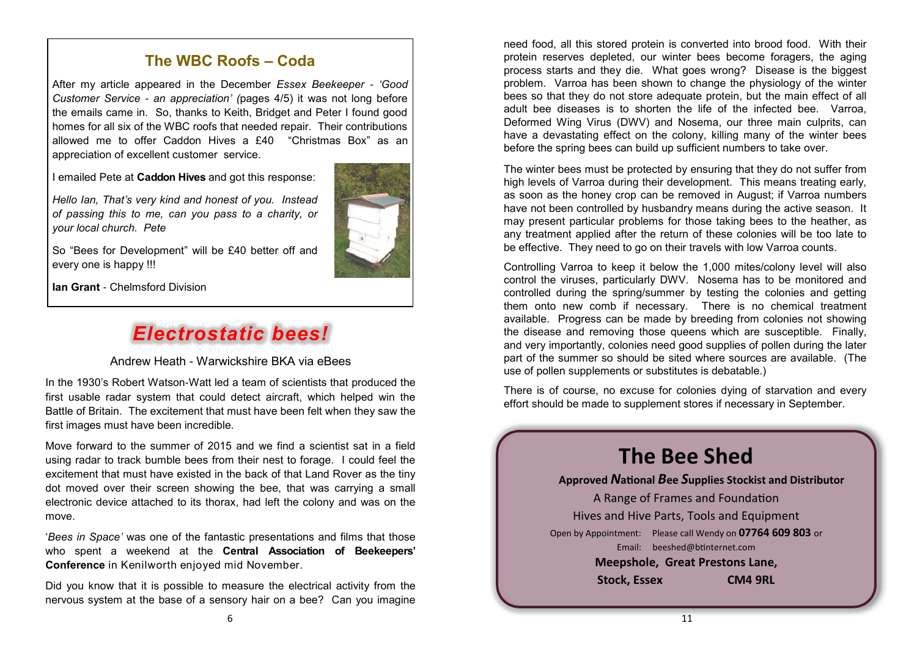## The WBC Roofs – Coda

After my article appeared in the December *Essex Beekeeper - 'Good Customer Service - an appreciation' (*pages 4/5) it was not long before the emails came in. So, thanks to Keith, Bridget and Peter I found good homes for all six of the WBC roofs that needed repair. Their contributions allowed me to offer Caddon Hives a £40 "Christmas Box" as an appreciation of excellent customer service.

I emailed Pete at **Caddon Hives** and got this response:

*Hello Ian, That's very kind and honest of you. Instead of passing this to me, can you pass to a charity, or your local church. Pete*

So "Bees for Development" will be £40 better off and every one is happy !!!

**Ian Grant** - Chelmsford Division

# *Electrostatic bees!*

Andrew Heath - Warwickshire BKA via eBees

In the 1930's Robert Watson-Watt led a team of scientists that produced the first usable radar system that could detect aircraft, which helped win the Battle of Britain. The excitement that must have been felt when they saw the first images must have been incredible.

Move forward to the summer of 2015 and we find a scientist sat in a field using radar to track bumble bees from their nest to forage. I could feel the excitement that must have existed in the back of that Land Rover as the tiny dot moved over their screen showing the bee, that was carrying a small electronic device attached to its thorax, had left the colony and was on the move.

'*Bees in Space'* was one of the fantastic presentations and films that those who spent a weekend at the **Central Association of Beekeepers' Conference** in Kenilworth enjoyed mid November.

Did you know that it is possible to measure the electrical activity from the nervous system at the base of a sensory hair on a bee? Can you imagine

need food, all this stored protein is converted into brood food. With their protein reserves depleted, our winter bees become foragers, the aging process starts and they die. What goes wrong? Disease is the biggest problem. Varroa has been shown to change the physiology of the winter bees so that they do not store adequate protein, but the main effect of all adult bee diseases is to shorten the life of the infected bee. Varroa, Deformed Wing Virus (DWV) and Nosema, our three main culprits, can have a devastating effect on the colony, killing many of the winter bees before the spring bees can build up sufficient numbers to take over.

The winter bees must be protected by ensuring that they do not suffer from high levels of Varroa during their development. This means treating early, as soon as the honey crop can be removed in August; if Varroa numbers have not been controlled by husbandry means during the active season. It may present particular problems for those taking bees to the heather, as any treatment applied after the return of these colonies will be too late to be effective. They need to go on their travels with low Varroa counts.

Controlling Varroa to keep it below the 1,000 mites/colony level will also control the viruses, particularly DWV. Nosema has to be monitored and controlled during the spring/summer by testing the colonies and getting them onto new comb if necessary. There is no chemical treatment available. Progress can be made by breeding from colonies not showing the disease and removing those queens which are susceptible. Finally, and very importantly, colonies need good supplies of pollen during the later part of the summer so should be sited where sources are available. (The use of pollen supplements or substitutes is debatable.)

There is of course, no excuse for colonies dying of starvation and every effort should be made to supplement stores if necessary in September.

## The Bee Shed

**Approved *N*ational *B*ee *S*upplies Stockist and Distributor**

A Range of Frames and Foundation

Hives and Hive Parts, Tools and Equipment

Open by Appointment: Please call Wendy on **07764 609 803** or

Email: beeshed@btinternet.com

**Meepshole, Great Prestons Lane,**

**Stock, Essex CM4 9RL**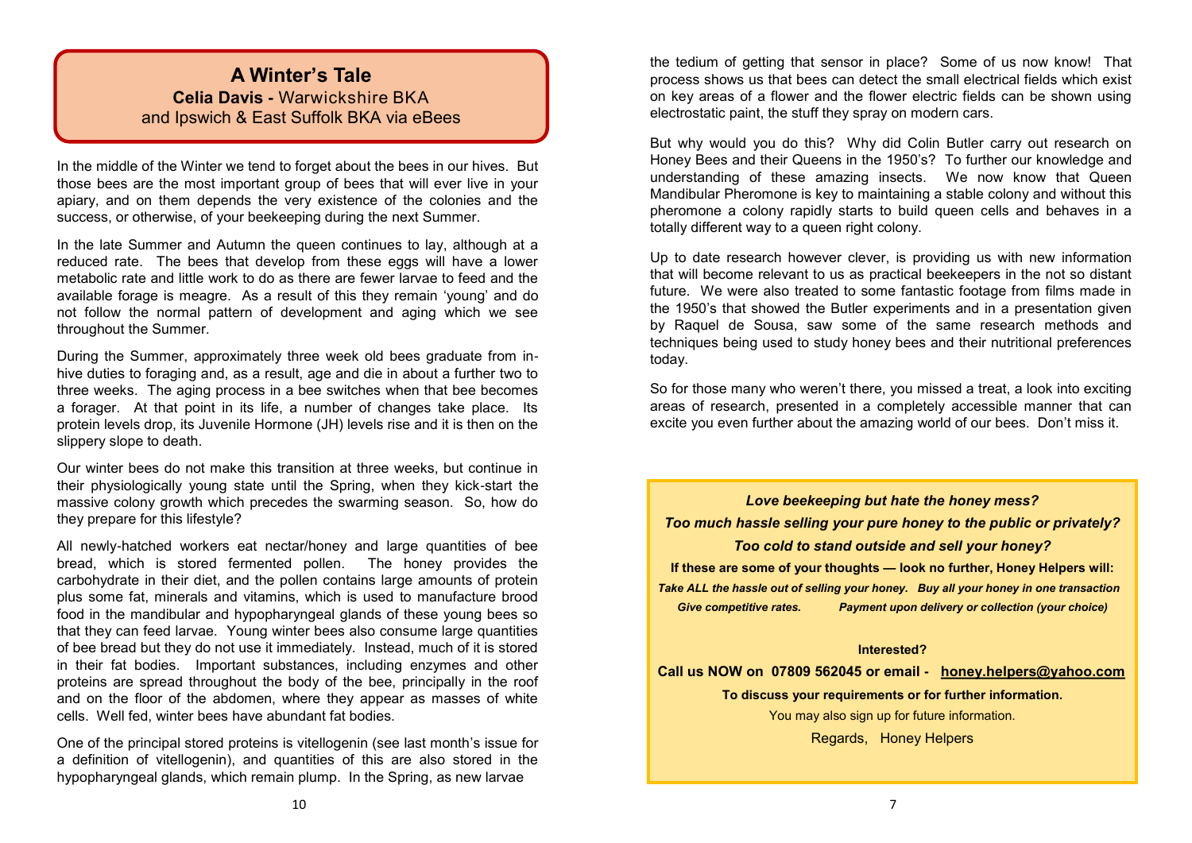## A Winter's Tale

**Celia Davis -** Warwickshire BKA and Ipswich & East Suffolk BKA via eBees

In the middle of the Winter we tend to forget about the bees in our hives. But those bees are the most important group of bees that will ever live in your apiary, and on them depends the very existence of the colonies and the success, or otherwise, of your beekeeping during the next Summer.

In the late Summer and Autumn the queen continues to lay, although at a reduced rate. The bees that develop from these eggs will have a lower metabolic rate and little work to do as there are fewer larvae to feed and the available forage is meagre. As a result of this they remain 'young' and do not follow the normal pattern of development and aging which we see throughout the Summer.

During the Summer, approximately three week old bees graduate from in-hive duties to foraging and, as a result, age and die in about a further two to three weeks. The aging process in a bee switches when that bee becomes a forager. At that point in its life, a number of changes take place. Its protein levels drop, its Juvenile Hormone (JH) levels rise and it is then on the slippery slope to death.

Our winter bees do not make this transition at three weeks, but continue in their physiologically young state until the Spring, when they kick-start the massive colony growth which precedes the swarming season. So, how do they prepare for this lifestyle?

All newly-hatched workers eat nectar/honey and large quantities of bee bread, which is stored fermented pollen. The honey provides the carbohydrate in their diet, and the pollen contains large amounts of protein plus some fat, minerals and vitamins, which is used to manufacture brood food in the mandibular and hypopharyngeal glands of these young bees so that they can feed larvae. Young winter bees also consume large quantities of bee bread but they do not use it immediately. Instead, much of it is stored in their fat bodies. Important substances, including enzymes and other proteins are spread throughout the body of the bee, principally in the roof and on the floor of the abdomen, where they appear as masses of white cells. Well fed, winter bees have abundant fat bodies.

One of the principal stored proteins is vitellogenin (see last month's issue for a definition of vitellogenin), and quantities of this are also stored in the hypopharyngeal glands, which remain plump. In the Spring, as new larvae

the tedium of getting that sensor in place? Some of us now know! That process shows us that bees can detect the small electrical fields which exist on key areas of a flower and the flower electric fields can be shown using electrostatic paint, the stuff they spray on modern cars.

But why would you do this? Why did Colin Butler carry out research on Honey Bees and their Queens in the 1950's? To further our knowledge and understanding of these amazing insects. We now know that Queen Mandibular Pheromone is key to maintaining a stable colony and without this pheromone a colony rapidly starts to build queen cells and behaves in a totally different way to a queen right colony.

Up to date research however clever, is providing us with new information that will become relevant to us as practical beekeepers in the not so distant future. We were also treated to some fantastic footage from films made in the 1950's that showed the Butler experiments and in a presentation given by Raquel de Sousa, saw some of the same research methods and techniques being used to study honey bees and their nutritional preferences today.

So for those many who weren't there, you missed a treat, a look into exciting areas of research, presented in a completely accessible manner that can excite you even further about the amazing world of our bees. Don't miss it.

***Love beekeeping but hate the honey mess?***

***Too much hassle selling your pure honey to the public or privately?***

***Too cold to stand outside and sell your honey?***

**If these are some of your thoughts — look no further, Honey Helpers will:**

***Take ALL the hassle out of selling your honey. Buy all your honey in one transaction***

***Give competitive rates. Payment upon delivery or collection (your choice)***

**Interested?**

**Call us NOW on 07809 562045 or email - honey.helpers@yahoo.com**

**To discuss your requirements or for further information.**

You may also sign up for future information.

Regards, Honey Helpers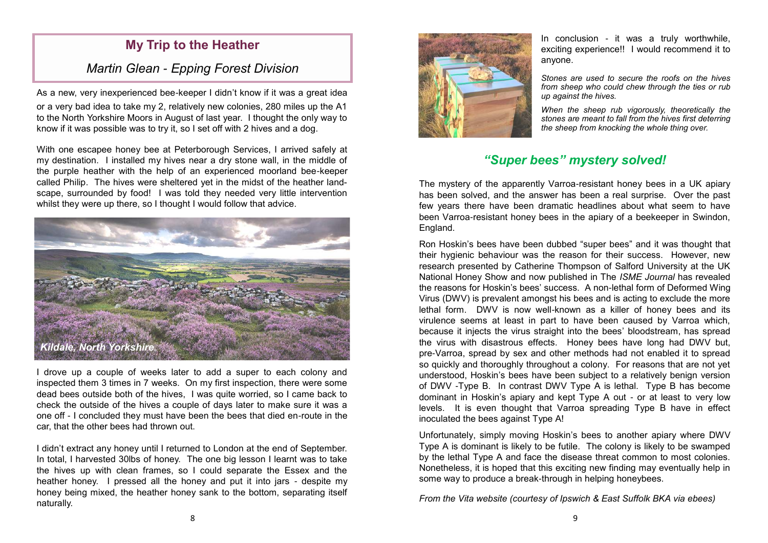# My Trip to the Heather

## *Martin Glean - Epping Forest Division*

As a new, very inexperienced bee-keeper I didn't know if it was a great idea or a very bad idea to take my 2, relatively new colonies, 280 miles up the A1 to the North Yorkshire Moors in August of last year. I thought the only way to know if it was possible was to try it, so I set off with 2 hives and a dog.

With one escapee honey bee at Peterborough Services, I arrived safely at my destination. I installed my hives near a dry stone wall, in the middle of the purple heather with the help of an experienced moorland bee-keeper called Philip. The hives were sheltered yet in the midst of the heather land-scape, surrounded by food! I was told they needed very little intervention whilst they were up there, so I thought I would follow that advice.

*Kildale, North Yorkshire*

I drove up a couple of weeks later to add a super to each colony and inspected them 3 times in 7 weeks. On my first inspection, there were some dead bees outside both of the hives, I was quite worried, so I came back to check the outside of the hives a couple of days later to make sure it was a one off - I concluded they must have been the bees that died en-route in the car, that the other bees had thrown out.

I didn't extract any honey until I returned to London at the end of September. In total, I harvested 30lbs of honey. The one big lesson I learnt was to take the hives up with clean frames, so I could separate the Essex and the heather honey. I pressed all the honey and put it into jars - despite my honey being mixed, the heather honey sank to the bottom, separating itself naturally.

In conclusion - it was a truly worthwhile, exciting experience!! I would recommend it to anyone.

*Stones are used to secure the roofs on the hives from sheep who could chew through the ties or rub up against the hives.*

*When the sheep rub vigorously, theoretically the stones are meant to fall from the hives first deterring the sheep from knocking the whole thing over.*

# *"Super bees" mystery solved!*

The mystery of the apparently Varroa-resistant honey bees in a UK apiary has been solved, and the answer has been a real surprise. Over the past few years there have been dramatic headlines about what seem to have been Varroa-resistant honey bees in the apiary of a beekeeper in Swindon, England.

Ron Hoskin's bees have been dubbed "super bees" and it was thought that their hygienic behaviour was the reason for their success. However, new research presented by Catherine Thompson of Salford University at the UK National Honey Show and now published in The *ISME Journal* has revealed the reasons for Hoskin's bees' success. A non-lethal form of Deformed Wing Virus (DWV) is prevalent amongst his bees and is acting to exclude the more lethal form. DWV is now well-known as a killer of honey bees and its virulence seems at least in part to have been caused by Varroa which, because it injects the virus straight into the bees' bloodstream, has spread the virus with disastrous effects. Honey bees have long had DWV but, pre-Varroa, spread by sex and other methods had not enabled it to spread so quickly and thoroughly throughout a colony. For reasons that are not yet understood, Hoskin's bees have been subject to a relatively benign version of DWV -Type B. In contrast DWV Type A is lethal. Type B has become dominant in Hoskin's apiary and kept Type A out - or at least to very low levels. It is even thought that Varroa spreading Type B have in effect inoculated the bees against Type A!

Unfortunately, simply moving Hoskin's bees to another apiary where DWV Type A is dominant is likely to be futile. The colony is likely to be swamped by the lethal Type A and face the disease threat common to most colonies. Nonetheless, it is hoped that this exciting new finding may eventually help in some way to produce a break-through in helping honeybees.

*From the Vita website (courtesy of Ipswich & East Suffolk BKA via ebees)*